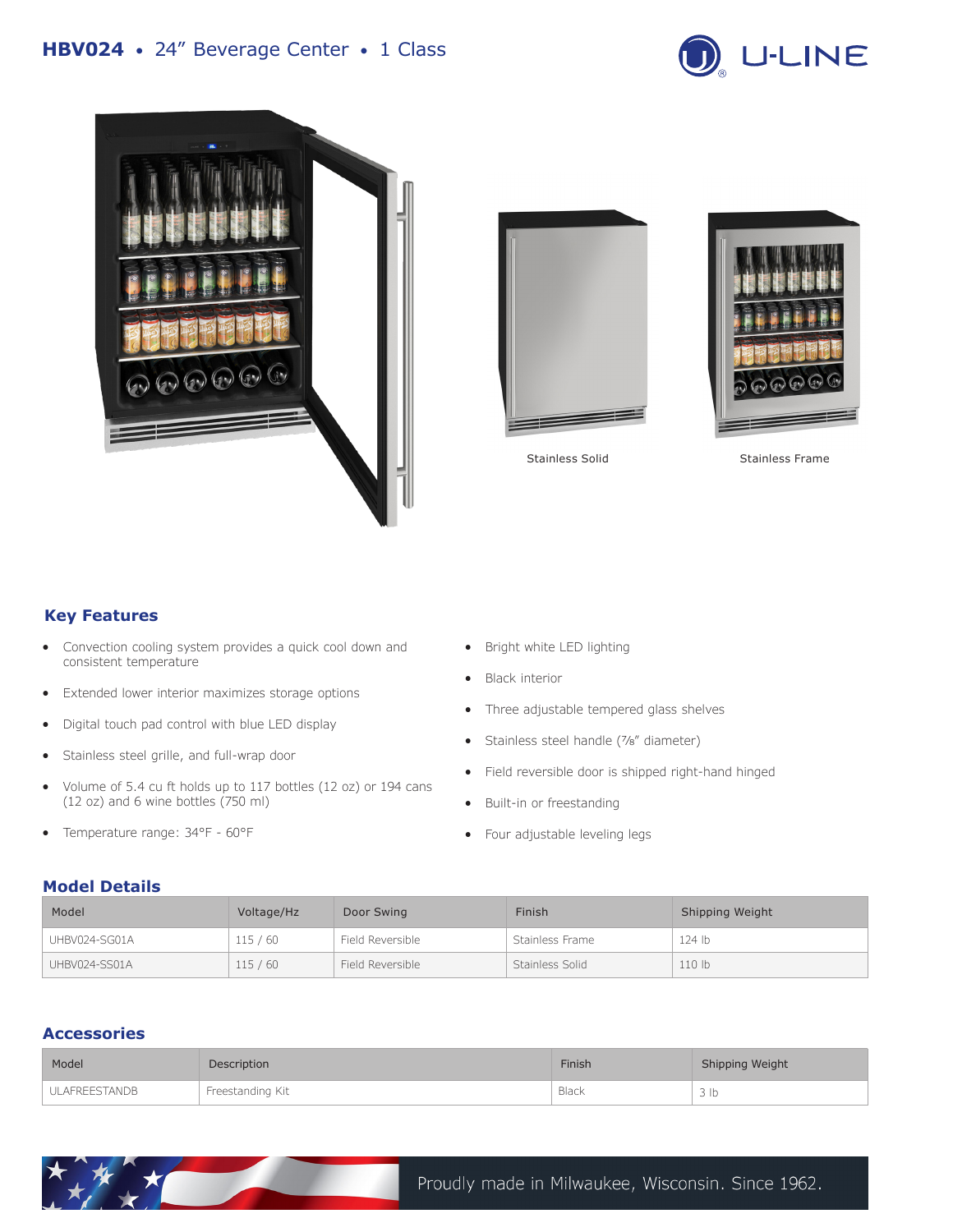# HBV024 • 24" Beverage Center • 1 Class

U-LINE

Stainless Solid

Stainless Frame

## Key Features

- Convection cooling system provides a quick cool down and consistent temperature
- Extended lower interior maximizes storage options
- Digital touch pad control with blue LED display
- Stainless steel grille, and full-wrap door
- Volume of 5.4 cu ft holds up to 117 bottles (12 oz) or 194 cans (12 oz) and 6 wine bottles (750 ml)
- Temperature range: 34°F - 60°F
- Bright white LED lighting
- Black interior
- Three adjustable tempered glass shelves
- Stainless steel handle (⅞" diameter)
- Field reversible door is shipped right-hand hinged
- Built-in or freestanding
- Four adjustable leveling legs

## Model Details

| Model | Voltage/Hz | Door Swing | Finish | Shipping Weight |
|---|---|---|---|---|
| UHBV024-SG01A | 115 / 60 | Field Reversible | Stainless Frame | 124 lb |
| UHBV024-SS01A | 115 / 60 | Field Reversible | Stainless Solid | 110 lb |

## Accessories

| Model | Description | Finish | Shipping Weight |
|---|---|---|---|
| ULAFREESTANDB | Freestanding Kit | Black | 3 lb |

Proudly made in Milwaukee, Wisconsin. Since 1962.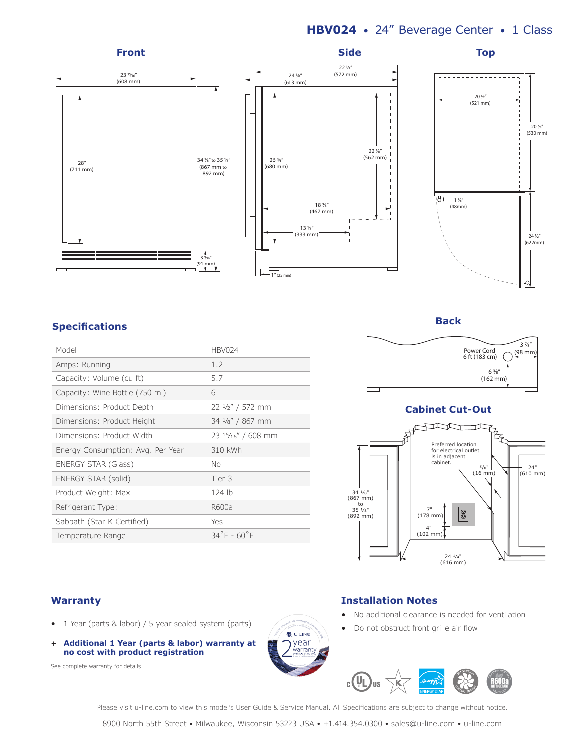# HBV024 • 24″ Beverage Center • 1 Class

## Front

23 15⁄16″ (608 mm)

28″ (711 mm)

34 1⁄8″ to 35 1⁄8″ (867 mm to 892 mm)

3 9⁄16″ (91 mm)

## Side

24 1⁄8″ (613 mm)

22 1⁄2″ (572 mm)

26 3⁄4″ (680 mm)

22 1⁄8″ (562 mm)

18 3⁄8″ (467 mm)

13 1⁄8″ (333 mm)

1″ (25 mm)

## Top

20 1⁄2″ (521 mm)

20 7⁄8″ (530 mm)

1 7⁄8″ (48mm)

24 1⁄2″ (622mm)

## Specifications

| | |
|---|---|
| Model | HBV024 |
| Amps: Running | 1.2 |
| Capacity: Volume (cu ft) | 5.7 |
| Capacity: Wine Bottle (750 ml) | 6 |
| Dimensions: Product Depth | 22 ½″ / 572 mm |
| Dimensions: Product Height | 34 ⅛″ / 867 mm |
| Dimensions: Product Width | 23 15⁄16″ / 608 mm |
| Energy Consumption: Avg. Per Year | 310 kWh |
| ENERGY STAR (Glass) | No |
| ENERGY STAR (solid) | Tier 3 |
| Product Weight: Max | 124 lb |
| Refrigerant Type: | R600a |
| Sabbath (Star K Certified) | Yes |
| Temperature Range | 34˚F - 60˚F |

## Back

Power Cord 6 ft (183 cm)

3 7⁄8″ (98 mm)

6 3⁄8″ (162 mm)

## Cabinet Cut-Out

Preferred location for electrical outlet is in adjacent cabinet.

5⁄8″ (16 mm)

24″ (610 mm)

34 1⁄8″ (867 mm) to 35 1⁄8″ (892 mm)

7″ (178 mm)

4″ (102 mm)

24 1⁄4″ (616 mm)

## Warranty

- 1 Year (parts & labor) / 5 year sealed system (parts)

**+ Additional 1 Year (parts & labor) warranty at no cost with product registration**

See complete warranty for details

## Installation Notes

- No additional clearance is needed for ventilation
- Do not obstruct front grille air flow

Please visit u-line.com to view this model's User Guide & Service Manual. All Specifications are subject to change without notice.

8900 North 55th Street • Milwaukee, Wisconsin 53223 USA • +1.414.354.0300 • sales@u-line.com • u-line.com